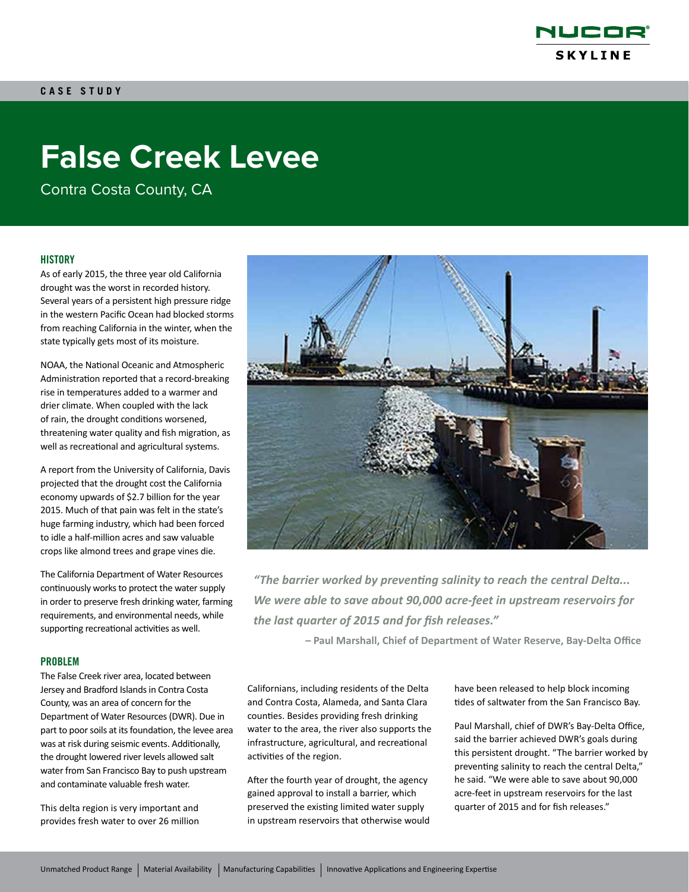CASE STUDY

# False Creek Levee

Contra Costa County, CA

## HISTORY

As of early 2015, the three year old California drought was the worst in recorded history. Several years of a persistent high pressure ridge in the western Pacific Ocean had blocked storms from reaching California in the winter, when the state typically gets most of its moisture.

NOAA, the National Oceanic and Atmospheric Administration reported that a record-breaking rise in temperatures added to a warmer and drier climate. When coupled with the lack of rain, the drought conditions worsened, threatening water quality and fish migration, as well as recreational and agricultural systems.

A report from the University of California, Davis projected that the drought cost the California economy upwards of $2.7 billion for the year 2015. Much of that pain was felt in the state's huge farming industry, which had been forced to idle a half-million acres and saw valuable crops like almond trees and grape vines die.

The California Department of Water Resources continuously works to protect the water supply in order to preserve fresh drinking water, farming requirements, and environmental needs, while supporting recreational activities as well.

***"The barrier worked by preventing salinity to reach the central Delta... We were able to save about 90,000 acre-feet in upstream reservoirs for the last quarter of 2015 and for fish releases."***

**– Paul Marshall, Chief of Department of Water Reserve, Bay-Delta Office**

## PROBLEM

The False Creek river area, located between Jersey and Bradford Islands in Contra Costa County, was an area of concern for the Department of Water Resources (DWR). Due in part to poor soils at its foundation, the levee area was at risk during seismic events. Additionally, the drought lowered river levels allowed salt water from San Francisco Bay to push upstream and contaminate valuable fresh water.

This delta region is very important and provides fresh water to over 26 million Californians, including residents of the Delta and Contra Costa, Alameda, and Santa Clara counties. Besides providing fresh drinking water to the area, the river also supports the infrastructure, agricultural, and recreational activities of the region.

After the fourth year of drought, the agency gained approval to install a barrier, which preserved the existing limited water supply in upstream reservoirs that otherwise would have been released to help block incoming tides of saltwater from the San Francisco Bay.

Paul Marshall, chief of DWR's Bay-Delta Office, said the barrier achieved DWR's goals during this persistent drought. "The barrier worked by preventing salinity to reach the central Delta," he said. "We were able to save about 90,000 acre-feet in upstream reservoirs for the last quarter of 2015 and for fish releases."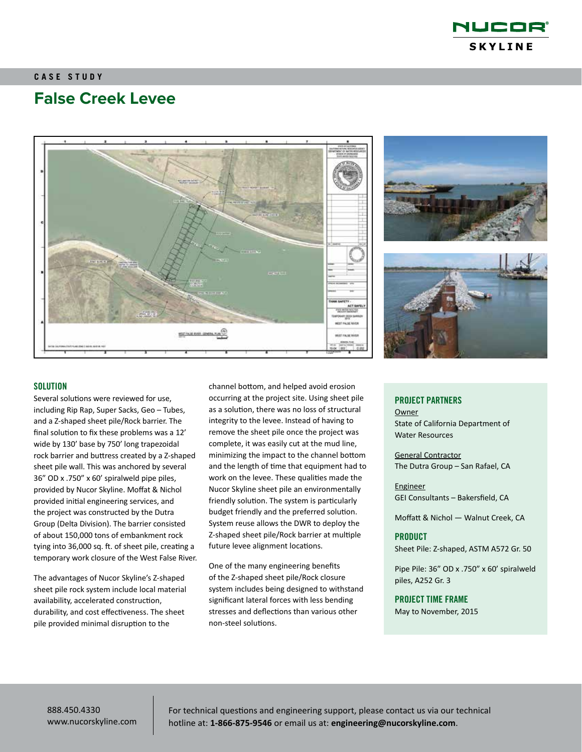CASE STUDY

# False Creek Levee

## SOLUTION

Several solutions were reviewed for use, including Rip Rap, Super Sacks, Geo – Tubes, and a Z-shaped sheet pile/Rock barrier. The final solution to fix these problems was a 12' wide by 130' base by 750' long trapezoidal rock barrier and buttress created by a Z-shaped sheet pile wall. This was anchored by several 36" OD x .750" x 60' spiralweld pipe piles, provided by Nucor Skyline. Moffat & Nichol provided initial engineering services, and the project was constructed by the Dutra Group (Delta Division). The barrier consisted of about 150,000 tons of embankment rock tying into 36,000 sq. ft. of sheet pile, creating a temporary work closure of the West False River.

The advantages of Nucor Skyline's Z-shaped sheet pile rock system include local material availability, accelerated construction, durability, and cost effectiveness. The sheet pile provided minimal disruption to the channel bottom, and helped avoid erosion occurring at the project site. Using sheet pile as a solution, there was no loss of structural integrity to the levee. Instead of having to remove the sheet pile once the project was complete, it was easily cut at the mud line, minimizing the impact to the channel bottom and the length of time that equipment had to work on the levee. These qualities made the Nucor Skyline sheet pile an environmentally friendly solution. The system is particularly budget friendly and the preferred solution. System reuse allows the DWR to deploy the Z-shaped sheet pile/Rock barrier at multiple future levee alignment locations.

One of the many engineering benefits of the Z-shaped sheet pile/Rock closure system includes being designed to withstand significant lateral forces with less bending stresses and deflections than various other non-steel solutions.

## PROJECT PARTNERS

Owner
State of California Department of Water Resources

General Contractor
The Dutra Group – San Rafael, CA

Engineer
GEI Consultants – Bakersfield, CA

Moffatt & Nichol — Walnut Creek, CA

## PRODUCT

Sheet Pile: Z-shaped, ASTM A572 Gr. 50

Pipe Pile: 36" OD x .750" x 60' spiralweld piles, A252 Gr. 3

## PROJECT TIME FRAME

May to November, 2015

888.450.4330
www.nucorskyline.com

For technical questions and engineering support, please contact us via our technical hotline at: **1-866-875-9546** or email us at: **engineering@nucorskyline.com**.